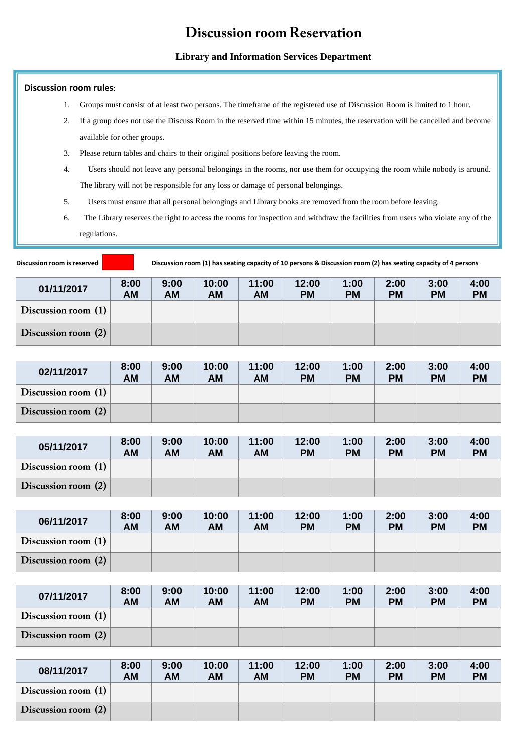# Discussion room Reservation

### Library and Information Services Department

**Discussion room rules**:

1. Groups must consist of at least two persons. The timeframe of the registered use of Discussion Room is limited to 1 hour.
2. If a group does not use the Discuss Room in the reserved time within 15 minutes, the reservation will be cancelled and become available for other groups.
3. Please return tables and chairs to their original positions before leaving the room.
4. Users should not leave any personal belongings in the rooms, nor use them for occupying the room while nobody is around. The library will not be responsible for any loss or damage of personal belongings.
5. Users must ensure that all personal belongings and Library books are removed from the room before leaving.
6. The Library reserves the right to access the rooms for inspection and withdraw the facilities from users who violate any of the regulations.

**Discussion room is reserved** (red)

**Discussion room (1) has seating capacity of 10 persons & Discussion room (2) has seating capacity of 4 persons**

| 01/11/2017 | 8:00 AM | 9:00 AM | 10:00 AM | 11:00 AM | 12:00 PM | 1:00 PM | 2:00 PM | 3:00 PM | 4:00 PM |
|---|---|---|---|---|---|---|---|---|---|
| Discussion room (1) | | | | | | | | | |
| Discussion room (2) | | | | | | | | | |

| 02/11/2017 | 8:00 AM | 9:00 AM | 10:00 AM | 11:00 AM | 12:00 PM | 1:00 PM | 2:00 PM | 3:00 PM | 4:00 PM |
|---|---|---|---|---|---|---|---|---|---|
| Discussion room (1) | | | | | | | | | |
| Discussion room (2) | | | | | | | | | |

| 05/11/2017 | 8:00 AM | 9:00 AM | 10:00 AM | 11:00 AM | 12:00 PM | 1:00 PM | 2:00 PM | 3:00 PM | 4:00 PM |
|---|---|---|---|---|---|---|---|---|---|
| Discussion room (1) | | | | | | | | | |
| Discussion room (2) | | | | | | | | | |

| 06/11/2017 | 8:00 AM | 9:00 AM | 10:00 AM | 11:00 AM | 12:00 PM | 1:00 PM | 2:00 PM | 3:00 PM | 4:00 PM |
|---|---|---|---|---|---|---|---|---|---|
| Discussion room (1) | | | | | | | | | |
| Discussion room (2) | | | | | | | | | |

| 07/11/2017 | 8:00 AM | 9:00 AM | 10:00 AM | 11:00 AM | 12:00 PM | 1:00 PM | 2:00 PM | 3:00 PM | 4:00 PM |
|---|---|---|---|---|---|---|---|---|---|
| Discussion room (1) | | | | | | | | | |
| Discussion room (2) | | | | | | | | | |

| 08/11/2017 | 8:00 AM | 9:00 AM | 10:00 AM | 11:00 AM | 12:00 PM | 1:00 PM | 2:00 PM | 3:00 PM | 4:00 PM |
|---|---|---|---|---|---|---|---|---|---|
| Discussion room (1) | | | | | | | | | |
| Discussion room (2) | | | | | | | | | |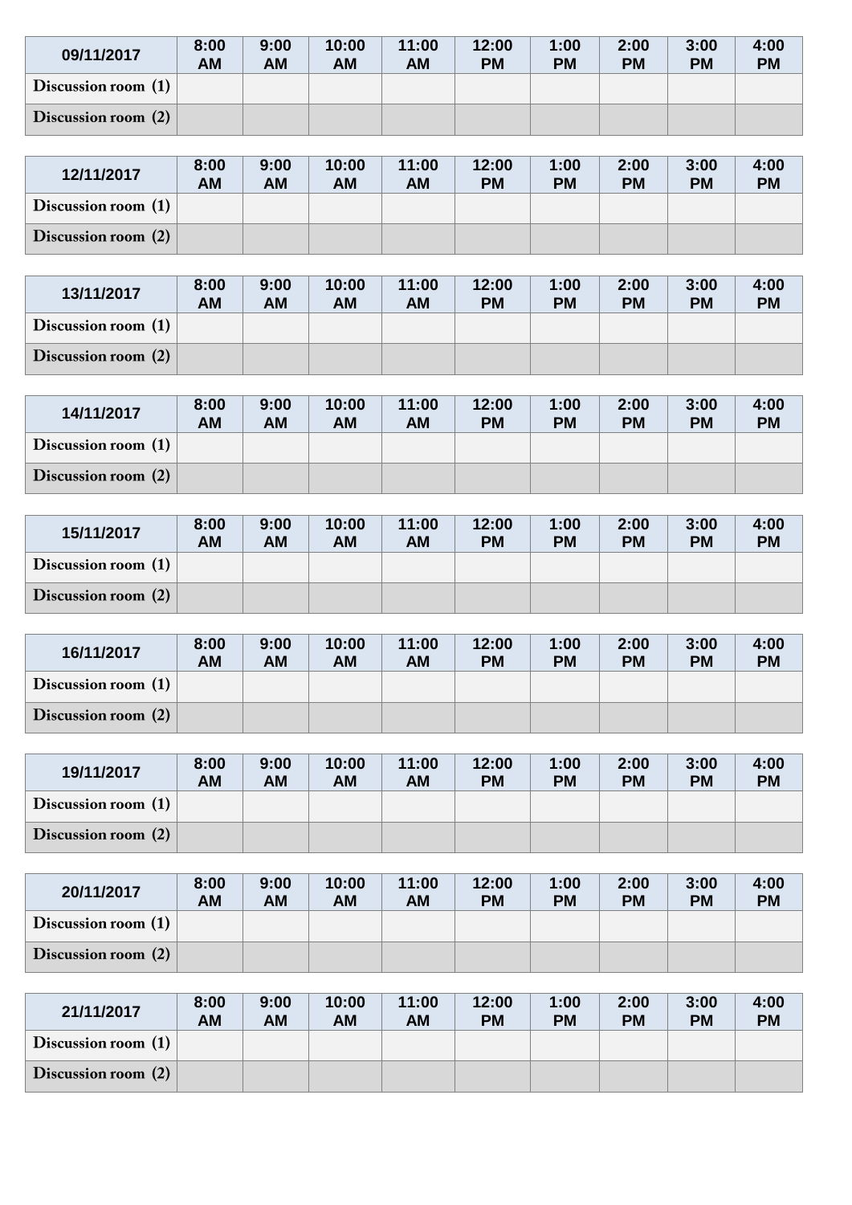| 09/11/2017 | 8:00 AM | 9:00 AM | 10:00 AM | 11:00 AM | 12:00 PM | 1:00 PM | 2:00 PM | 3:00 PM | 4:00 PM |
|---|---|---|---|---|---|---|---|---|---|
| Discussion room (1) | | | | | | | | | |
| Discussion room (2) | | | | | | | | | |

| 12/11/2017 | 8:00 AM | 9:00 AM | 10:00 AM | 11:00 AM | 12:00 PM | 1:00 PM | 2:00 PM | 3:00 PM | 4:00 PM |
|---|---|---|---|---|---|---|---|---|---|
| Discussion room (1) | | | | | | | | | |
| Discussion room (2) | | | | | | | | | |

| 13/11/2017 | 8:00 AM | 9:00 AM | 10:00 AM | 11:00 AM | 12:00 PM | 1:00 PM | 2:00 PM | 3:00 PM | 4:00 PM |
|---|---|---|---|---|---|---|---|---|---|
| Discussion room (1) | | | | | | | | | |
| Discussion room (2) | | | | | | | | | |

| 14/11/2017 | 8:00 AM | 9:00 AM | 10:00 AM | 11:00 AM | 12:00 PM | 1:00 PM | 2:00 PM | 3:00 PM | 4:00 PM |
|---|---|---|---|---|---|---|---|---|---|
| Discussion room (1) | | | | | | | | | |
| Discussion room (2) | | | | | | | | | |

| 15/11/2017 | 8:00 AM | 9:00 AM | 10:00 AM | 11:00 AM | 12:00 PM | 1:00 PM | 2:00 PM | 3:00 PM | 4:00 PM |
|---|---|---|---|---|---|---|---|---|---|
| Discussion room (1) | | | | | | | | | |
| Discussion room (2) | | | | | | | | | |

| 16/11/2017 | 8:00 AM | 9:00 AM | 10:00 AM | 11:00 AM | 12:00 PM | 1:00 PM | 2:00 PM | 3:00 PM | 4:00 PM |
|---|---|---|---|---|---|---|---|---|---|
| Discussion room (1) | | | | | | | | | |
| Discussion room (2) | | | | | | | | | |

| 19/11/2017 | 8:00 AM | 9:00 AM | 10:00 AM | 11:00 AM | 12:00 PM | 1:00 PM | 2:00 PM | 3:00 PM | 4:00 PM |
|---|---|---|---|---|---|---|---|---|---|
| Discussion room (1) | | | | | | | | | |
| Discussion room (2) | | | | | | | | | |

| 20/11/2017 | 8:00 AM | 9:00 AM | 10:00 AM | 11:00 AM | 12:00 PM | 1:00 PM | 2:00 PM | 3:00 PM | 4:00 PM |
|---|---|---|---|---|---|---|---|---|---|
| Discussion room (1) | | | | | | | | | |
| Discussion room (2) | | | | | | | | | |

| 21/11/2017 | 8:00 AM | 9:00 AM | 10:00 AM | 11:00 AM | 12:00 PM | 1:00 PM | 2:00 PM | 3:00 PM | 4:00 PM |
|---|---|---|---|---|---|---|---|---|---|
| Discussion room (1) | | | | | | | | | |
| Discussion room (2) | | | | | | | | | |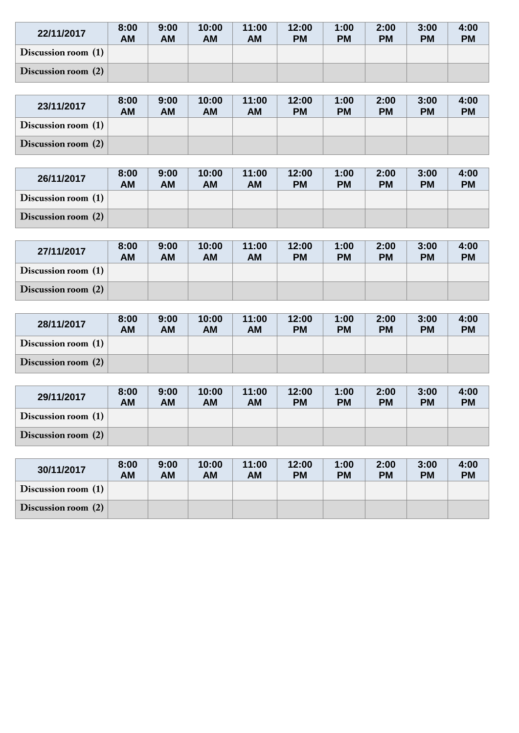| 22/11/2017 | 8:00 AM | 9:00 AM | 10:00 AM | 11:00 AM | 12:00 PM | 1:00 PM | 2:00 PM | 3:00 PM | 4:00 PM |
|---|---|---|---|---|---|---|---|---|---|
| Discussion room (1) | | | | | | | | | |
| Discussion room (2) | | | | | | | | | |

| 23/11/2017 | 8:00 AM | 9:00 AM | 10:00 AM | 11:00 AM | 12:00 PM | 1:00 PM | 2:00 PM | 3:00 PM | 4:00 PM |
|---|---|---|---|---|---|---|---|---|---|
| Discussion room (1) | | | | | | | | | |
| Discussion room (2) | | | | | | | | | |

| 26/11/2017 | 8:00 AM | 9:00 AM | 10:00 AM | 11:00 AM | 12:00 PM | 1:00 PM | 2:00 PM | 3:00 PM | 4:00 PM |
|---|---|---|---|---|---|---|---|---|---|
| Discussion room (1) | | | | | | | | | |
| Discussion room (2) | | | | | | | | | |

| 27/11/2017 | 8:00 AM | 9:00 AM | 10:00 AM | 11:00 AM | 12:00 PM | 1:00 PM | 2:00 PM | 3:00 PM | 4:00 PM |
|---|---|---|---|---|---|---|---|---|---|
| Discussion room (1) | | | | | | | | | |
| Discussion room (2) | | | | | | | | | |

| 28/11/2017 | 8:00 AM | 9:00 AM | 10:00 AM | 11:00 AM | 12:00 PM | 1:00 PM | 2:00 PM | 3:00 PM | 4:00 PM |
|---|---|---|---|---|---|---|---|---|---|
| Discussion room (1) | | | | | | | | | |
| Discussion room (2) | | | | | | | | | |

| 29/11/2017 | 8:00 AM | 9:00 AM | 10:00 AM | 11:00 AM | 12:00 PM | 1:00 PM | 2:00 PM | 3:00 PM | 4:00 PM |
|---|---|---|---|---|---|---|---|---|---|
| Discussion room (1) | | | | | | | | | |
| Discussion room (2) | | | | | | | | | |

| 30/11/2017 | 8:00 AM | 9:00 AM | 10:00 AM | 11:00 AM | 12:00 PM | 1:00 PM | 2:00 PM | 3:00 PM | 4:00 PM |
|---|---|---|---|---|---|---|---|---|---|
| Discussion room (1) | | | | | | | | | |
| Discussion room (2) | | | | | | | | | |